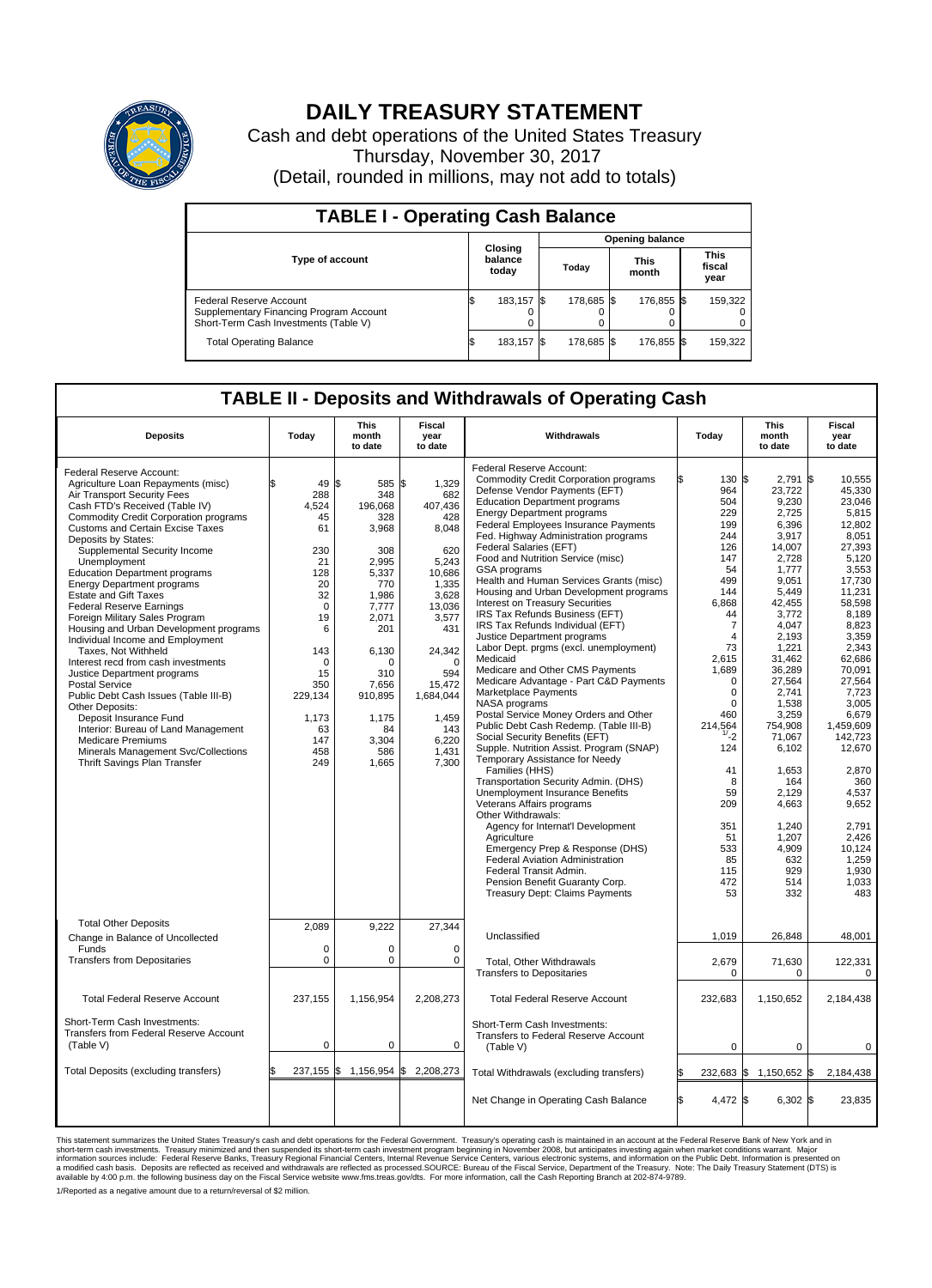# DAILY TREASURY STATEMENT

Cash and debt operations of the United States Treasury
Thursday, November 30, 2017
(Detail, rounded in millions, may not add to totals)

## TABLE I - Operating Cash Balance

| Type of account | Closing balance today | Opening balance Today | Opening balance This month | Opening balance This fiscal year |
|---|---|---|---|---|
| Federal Reserve Account | $ 183,157 | $ 178,685 | $ 176,855 | $ 159,322 |
| Supplementary Financing Program Account | 0 | 0 | 0 | 0 |
| Short-Term Cash Investments (Table V) | 0 | 0 | 0 | 0 |
| Total Operating Balance | $ 183,157 | $ 178,685 | $ 176,855 | $ 159,322 |

## TABLE II - Deposits and Withdrawals of Operating Cash

| Deposits | Today | This month to date | Fiscal year to date |
|---|---|---|---|
| Federal Reserve Account: | | | |
| Agriculture Loan Repayments (misc) | $ 49 | $ 585 | $ 1,329 |
| Air Transport Security Fees | 288 | 348 | 682 |
| Cash FTD's Received (Table IV) | 4,524 | 196,068 | 407,436 |
| Commodity Credit Corporation programs | 45 | 328 | 428 |
| Customs and Certain Excise Taxes | 61 | 3,968 | 8,048 |
| Deposits by States: | | | |
| Supplemental Security Income | 230 | 308 | 620 |
| Unemployment | 21 | 2,995 | 5,243 |
| Education Department programs | 128 | 5,337 | 10,686 |
| Energy Department programs | 20 | 770 | 1,335 |
| Estate and Gift Taxes | 32 | 1,986 | 3,628 |
| Federal Reserve Earnings | 0 | 7,777 | 13,036 |
| Foreign Military Sales Program | 19 | 2,071 | 3,577 |
| Housing and Urban Development programs | 6 | 201 | 431 |
| Individual Income and Employment Taxes, Not Withheld | 143 | 6,130 | 24,342 |
| Interest recd from cash investments | 0 | 0 | 0 |
| Justice Department programs | 15 | 310 | 594 |
| Postal Service | 350 | 7,656 | 15,472 |
| Public Debt Cash Issues (Table III-B) | 229,134 | 910,895 | 1,684,044 |
| Other Deposits: | | | |
| Deposit Insurance Fund | 1,173 | 1,175 | 1,459 |
| Interior: Bureau of Land Management | 63 | 84 | 143 |
| Medicare Premiums | 147 | 3,304 | 6,220 |
| Minerals Management Svc/Collections | 458 | 586 | 1,431 |
| Thrift Savings Plan Transfer | 249 | 1,665 | 7,300 |
| Total Other Deposits | 2,089 | 9,222 | 27,344 |
| Change in Balance of Uncollected Funds | 0 | 0 | 0 |
| Transfers from Depositaries | 0 | 0 | 0 |
| Total Federal Reserve Account | 237,155 | 1,156,954 | 2,208,273 |
| Short-Term Cash Investments: Transfers from Federal Reserve Account (Table V) | 0 | 0 | 0 |
| Total Deposits (excluding transfers) | $ 237,155 | $ 1,156,954 | $ 2,208,273 |

| Withdrawals | Today | This month to date | Fiscal year to date |
|---|---|---|---|
| Federal Reserve Account: | | | |
| Commodity Credit Corporation programs | $ 130 | $ 2,791 | $ 10,555 |
| Defense Vendor Payments (EFT) | 964 | 23,722 | 45,330 |
| Education Department programs | 504 | 9,230 | 23,046 |
| Energy Department programs | 229 | 2,725 | 5,815 |
| Federal Employees Insurance Payments | 199 | 6,396 | 12,802 |
| Fed. Highway Administration programs | 244 | 3,917 | 8,051 |
| Federal Salaries (EFT) | 126 | 14,007 | 27,393 |
| Food and Nutrition Service (misc) | 147 | 2,728 | 5,120 |
| GSA programs | 54 | 1,777 | 3,553 |
| Health and Human Services Grants (misc) | 499 | 9,051 | 17,730 |
| Housing and Urban Development programs | 144 | 5,449 | 11,231 |
| Interest on Treasury Securities | 6,868 | 42,455 | 58,598 |
| IRS Tax Refunds Business (EFT) | 44 | 3,772 | 8,189 |
| IRS Tax Refunds Individual (EFT) | 7 | 4,047 | 8,823 |
| Justice Department programs | 4 | 2,193 | 3,359 |
| Labor Dept. prgms (excl. unemployment) | 73 | 1,221 | 2,343 |
| Medicaid | 2,615 | 31,462 | 62,686 |
| Medicare and Other CMS Payments | 1,689 | 36,289 | 70,091 |
| Medicare Advantage - Part C&D Payments | 0 | 27,564 | 27,564 |
| Marketplace Payments | 0 | 2,741 | 7,723 |
| NASA programs | 0 | 1,538 | 3,005 |
| Postal Service Money Orders and Other | 460 | 3,259 | 6,679 |
| Public Debt Cash Redemp. (Table III-B) | 214,564 | 754,908 | 1,459,609 |
| Social Security Benefits (EFT) | 1/ -2 | 71,067 | 142,723 |
| Supple. Nutrition Assist. Program (SNAP) | 124 | 6,102 | 12,670 |
| Temporary Assistance for Needy Families (HHS) | 41 | 1,653 | 2,870 |
| Transportation Security Admin. (DHS) | 8 | 164 | 360 |
| Unemployment Insurance Benefits | 59 | 2,129 | 4,537 |
| Veterans Affairs programs | 209 | 4,663 | 9,652 |
| Other Withdrawals: | | | |
| Agency for Internat'l Development | 351 | 1,240 | 2,791 |
| Agriculture | 51 | 1,207 | 2,426 |
| Emergency Prep & Response (DHS) | 533 | 4,909 | 10,124 |
| Federal Aviation Administration | 85 | 632 | 1,259 |
| Federal Transit Admin. | 115 | 929 | 1,930 |
| Pension Benefit Guaranty Corp. | 472 | 514 | 1,033 |
| Treasury Dept: Claims Payments | 53 | 332 | 483 |
| Unclassified | 1,019 | 26,848 | 48,001 |
| Total, Other Withdrawals | 2,679 | 71,630 | 122,331 |
| Transfers to Depositaries | 0 | 0 | 0 |
| Total Federal Reserve Account | 232,683 | 1,150,652 | 2,184,438 |
| Short-Term Cash Investments: Transfers to Federal Reserve Account (Table V) | 0 | 0 | 0 |
| Total Withdrawals (excluding transfers) | $ 232,683 | $ 1,150,652 | $ 2,184,438 |
| Net Change in Operating Cash Balance | $ 4,472 | $ 6,302 | $ 23,835 |

This statement summarizes the United States Treasury's cash and debt operations for the Federal Government. Treasury's operating cash is maintained in an account at the Federal Reserve Bank of New York and in short-term cash investments. Treasury minimized and then suspended its short-term cash investment program beginning in November 2008, but anticipates investing again when market conditions warrant. Major information sources include: Federal Reserve Banks, Treasury Regional Financial Centers, Internal Revenue Service Centers, various electronic systems, and information on the Public Debt. Information is presented on a modified cash basis. Deposits are reflected as received and withdrawals are reflected as processed.SOURCE: Bureau of the Fiscal Service, Department of the Treasury. Note: The Daily Treasury Statement (DTS) is available by 4:00 p.m. the following business day on the Fiscal Service website www.fms.treas.gov/dts. For more information, call the Cash Reporting Branch at 202-874-9789.

1/Reported as a negative amount due to a return/reversal of $2 million.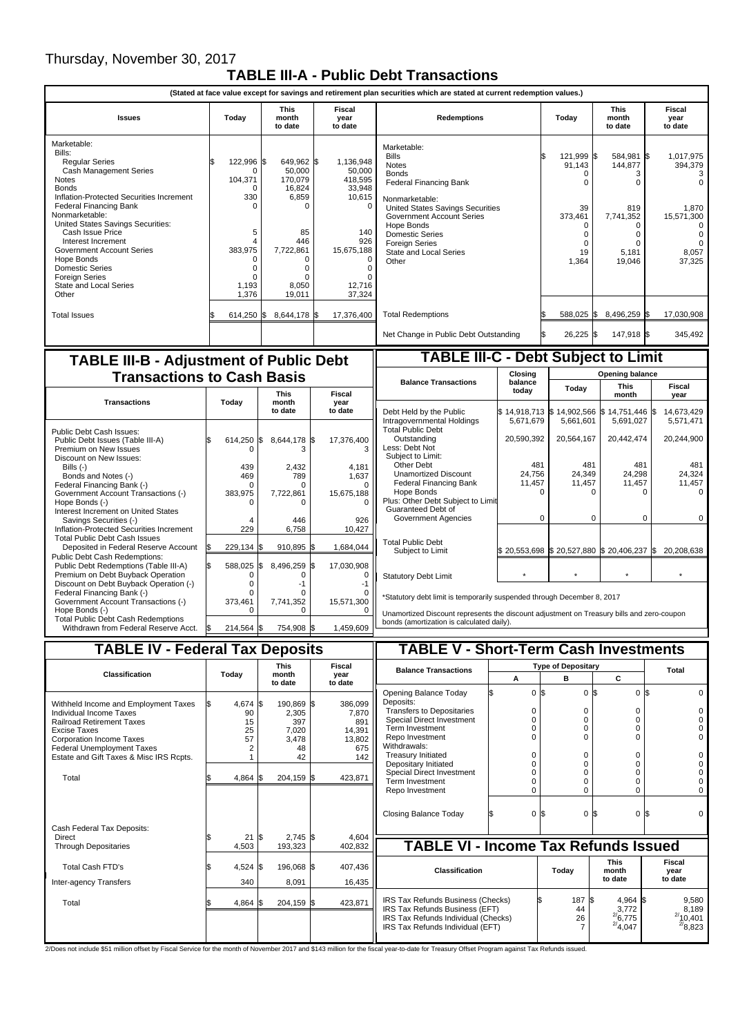Thursday, November 30, 2017

# TABLE III-A - Public Debt Transactions

(Stated at face value except for savings and retirement plan securities which are stated at current redemption values.)

| Issues | Today | This month to date | Fiscal year to date |
|---|---|---|---|
| Marketable: | | | |
| Bills: | | | |
| Regular Series | $ 122,996 | $ 649,962 | $ 1,136,948 |
| Cash Management Series | 0 | 50,000 | 50,000 |
| Notes | 104,371 | 170,079 | 418,595 |
| Bonds | 0 | 16,824 | 33,948 |
| Inflation-Protected Securities Increment | 330 | 6,859 | 10,615 |
| Federal Financing Bank | 0 | 0 | 0 |
| Nonmarketable: | | | |
| United States Savings Securities: | | | |
| Cash Issue Price | 5 | 85 | 140 |
| Interest Increment | 4 | 446 | 926 |
| Government Account Series | 383,975 | 7,722,861 | 15,675,188 |
| Hope Bonds | 0 | 0 | 0 |
| Domestic Series | 0 | 0 | 0 |
| Foreign Series | 0 | 0 | 0 |
| State and Local Series | 1,193 | 8,050 | 12,716 |
| Other | 1,376 | 19,011 | 37,324 |
| Total Issues | $ 614,250 | $ 8,644,178 | $ 17,376,400 |

| Redemptions | Today | This month to date | Fiscal year to date |
|---|---|---|---|
| Marketable: | | | |
| Bills | $ 121,999 | $ 584,981 | $ 1,017,975 |
| Notes | 91,143 | 144,877 | 394,379 |
| Bonds | 0 | 3 | 3 |
| Federal Financing Bank | 0 | 0 | 0 |
| Nonmarketable: | | | |
| United States Savings Securities | 39 | 819 | 1,870 |
| Government Account Series | 373,461 | 7,741,352 | 15,571,300 |
| Hope Bonds | 0 | 0 | 0 |
| Domestic Series | 0 | 0 | 0 |
| Foreign Series | 0 | 0 | 0 |
| State and Local Series | 19 | 5,181 | 8,057 |
| Other | 1,364 | 19,046 | 37,325 |
| Total Redemptions | $ 588,025 | $ 8,496,259 | $ 17,030,908 |
| Net Change in Public Debt Outstanding | $ 26,225 | $ 147,918 | $ 345,492 |

# TABLE III-B - Adjustment of Public Debt Transactions to Cash Basis

| Transactions | Today | This month to date | Fiscal year to date |
|---|---|---|---|
| Public Debt Cash Issues: | | | |
| Public Debt Issues (Table III-A) | $ 614,250 | $ 8,644,178 | $ 17,376,400 |
| Premium on New Issues | 0 | 3 | 3 |
| Discount on New Issues: | | | |
| Bills (-) | 439 | 2,432 | 4,181 |
| Bonds and Notes (-) | 469 | 789 | 1,637 |
| Federal Financing Bank (-) | 0 | 0 | 0 |
| Government Account Transactions (-) | 383,975 | 7,722,861 | 15,675,188 |
| Hope Bonds (-) | 0 | 0 | 0 |
| Interest Increment on United States Savings Securities (-) | 4 | 446 | 926 |
| Inflation-Protected Securities Increment | 229 | 6,758 | 10,427 |
| Total Public Debt Cash Issues Deposited in Federal Reserve Account | $ 229,134 | $ 910,895 | $ 1,684,044 |
| Public Debt Cash Redemptions: | | | |
| Public Debt Redemptions (Table III-A) | $ 588,025 | $ 8,496,259 | $ 17,030,908 |
| Premium on Debt Buyback Operation | 0 | 0 | 0 |
| Discount on Debt Buyback Operation (-) | 0 | -1 | -1 |
| Federal Financing Bank (-) | 0 | 0 | 0 |
| Government Account Transactions (-) | 373,461 | 7,741,352 | 15,571,300 |
| Hope Bonds (-) | 0 | 0 | 0 |
| Total Public Debt Cash Redemptions Withdrawn from Federal Reserve Acct. | $ 214,564 | $ 754,908 | $ 1,459,609 |

# TABLE III-C - Debt Subject to Limit

| Balance Transactions | Closing balance today | Opening balance Today | Opening balance This month | Opening balance Fiscal year |
|---|---|---|---|---|
| Debt Held by the Public | $ 14,918,713 | $ 14,902,566 | $ 14,751,446 | $ 14,673,429 |
| Intragovernmental Holdings | 5,671,679 | 5,661,601 | 5,691,027 | 5,571,471 |
| Total Public Debt Outstanding | 20,590,392 | 20,564,167 | 20,442,474 | 20,244,900 |
| Less: Debt Not Subject to Limit: | | | | |
| Other Debt | 481 | 481 | 481 | 481 |
| Unamortized Discount | 24,756 | 24,349 | 24,298 | 24,324 |
| Federal Financing Bank | 11,457 | 11,457 | 11,457 | 11,457 |
| Hope Bonds | 0 | 0 | 0 | 0 |
| Plus: Other Debt Subject to Limit Guaranteed Debt of Government Agencies | 0 | 0 | 0 | 0 |
| Total Public Debt Subject to Limit | $ 20,553,698 | $ 20,527,880 | $ 20,406,237 | $ 20,208,638 |
| Statutory Debt Limit | * | * | * | * |

*Statutory debt limit is temporarily suspended through December 8, 2017

Unamortized Discount represents the discount adjustment on Treasury bills and zero-coupon bonds (amortization is calculated daily).

# TABLE IV - Federal Tax Deposits

| Classification | Today | This month to date | Fiscal year to date |
|---|---|---|---|
| Withheld Income and Employment Taxes | $ 4,674 | $ 190,869 | $ 386,099 |
| Individual Income Taxes | 90 | 2,305 | 7,870 |
| Railroad Retirement Taxes | 15 | 397 | 891 |
| Excise Taxes | 25 | 7,020 | 14,391 |
| Corporation Income Taxes | 57 | 3,478 | 13,802 |
| Federal Unemployment Taxes | 2 | 48 | 675 |
| Estate and Gift Taxes & Misc IRS Rcpts. | 1 | 42 | 142 |
| Total | $ 4,864 | $ 204,159 | $ 423,871 |
| Cash Federal Tax Deposits: | | | |
| Direct | $ 21 | $ 2,745 | $ 4,604 |
| Through Depositaries | 4,503 | 193,323 | 402,832 |
| Total Cash FTD's | $ 4,524 | $ 196,068 | $ 407,436 |
| Inter-agency Transfers | 340 | 8,091 | 16,435 |
| Total | $ 4,864 | $ 204,159 | $ 423,871 |

# TABLE V - Short-Term Cash Investments

| Balance Transactions | Type of Depositary A | B | C | Total |
|---|---|---|---|---|
| Opening Balance Today | $ 0 | $ 0 | $ 0 | $ 0 |
| Deposits: | | | | |
| Transfers to Depositaries | 0 | 0 | 0 | 0 |
| Special Direct Investment | 0 | 0 | 0 | 0 |
| Term Investment | 0 | 0 | 0 | 0 |
| Repo Investment | 0 | 0 | 0 | 0 |
| Withdrawals: | | | | |
| Treasury Initiated | 0 | 0 | 0 | 0 |
| Depositary Initiated | 0 | 0 | 0 | 0 |
| Special Direct Investment | 0 | 0 | 0 | 0 |
| Term Investment | 0 | 0 | 0 | 0 |
| Repo Investment | 0 | 0 | 0 | 0 |
| Closing Balance Today | $ 0 | $ 0 | $ 0 | $ 0 |

# TABLE VI - Income Tax Refunds Issued

| Classification | Today | This month to date | Fiscal year to date |
|---|---|---|---|
| IRS Tax Refunds Business (Checks) | $ 187 | $ 4,964 | $ 9,580 |
| IRS Tax Refunds Business (EFT) | 44 | 3,772 | 8,189 |
| IRS Tax Refunds Individual (Checks) | 26 | 2/ 6,775 | 2/ 10,401 |
| IRS Tax Refunds Individual (EFT) | 7 | 2/ 4,047 | 2/ 8,823 |

2/Does not include $51 million offset by Fiscal Service for the month of November 2017 and $143 million for the fiscal year-to-date for Treasury Offset Program against Tax Refunds issued.